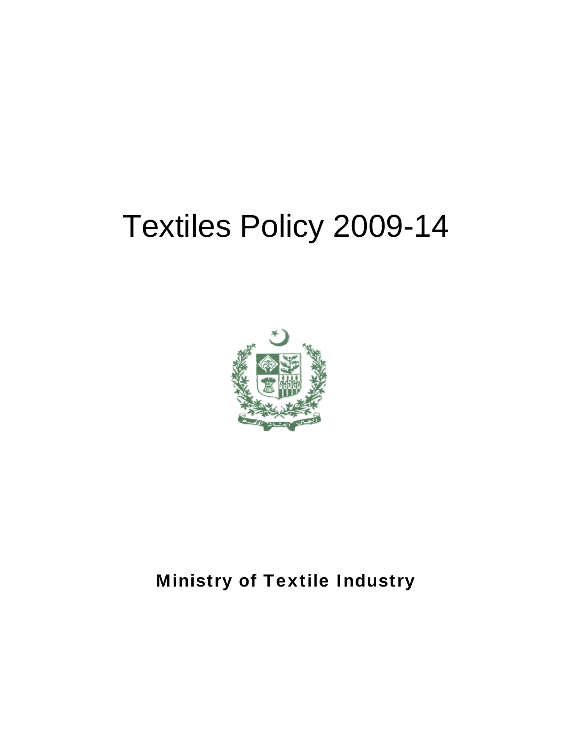# Textiles Policy 2009-14

**Ministry of Textile Industry**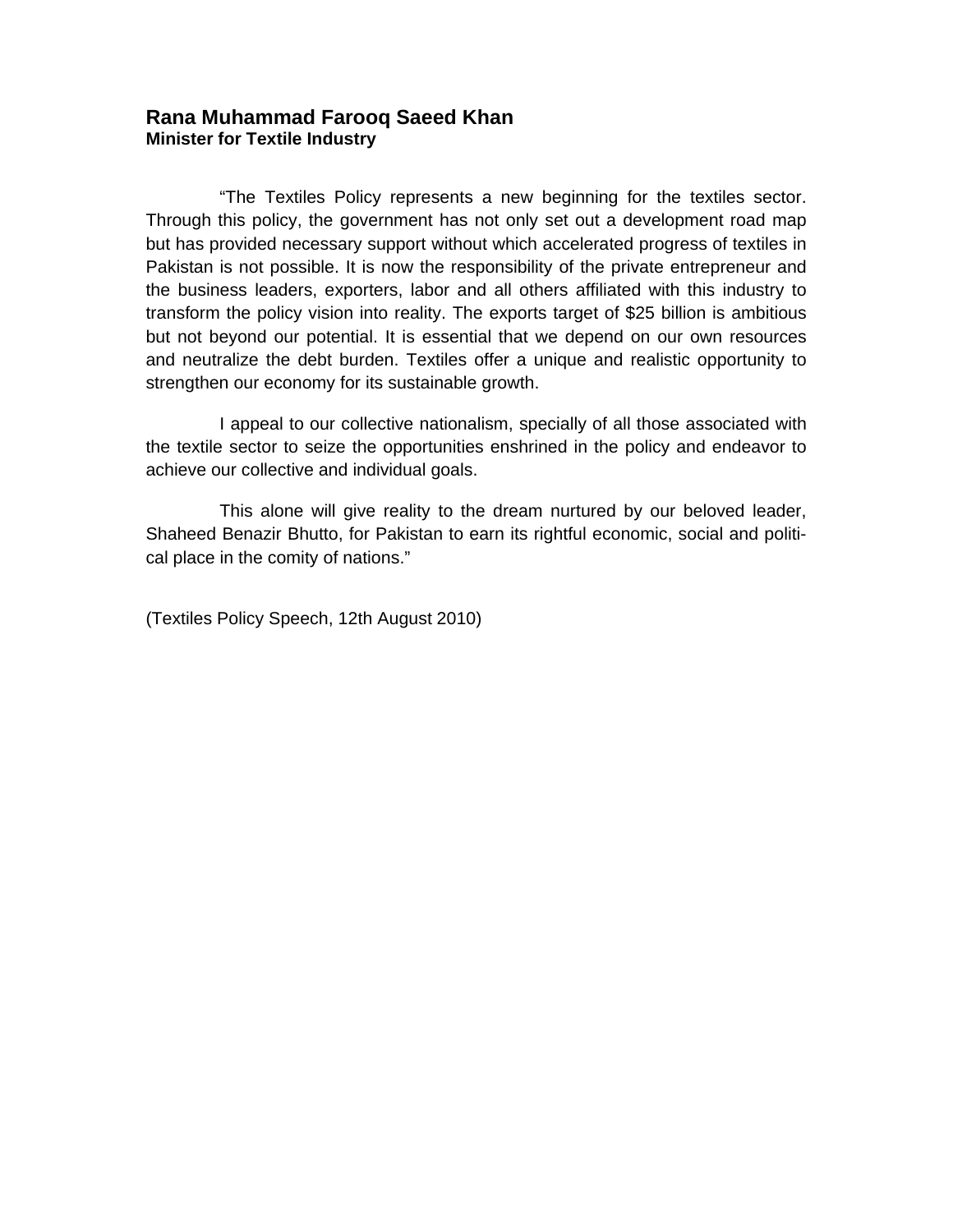## Rana Muhammad Farooq Saeed Khan
**Minister for Textile Industry**

"The Textiles Policy represents a new beginning for the textiles sector. Through this policy, the government has not only set out a development road map but has provided necessary support without which accelerated progress of textiles in Pakistan is not possible. It is now the responsibility of the private entrepreneur and the business leaders, exporters, labor and all others affiliated with this industry to transform the policy vision into reality. The exports target of $25 billion is ambitious but not beyond our potential. It is essential that we depend on our own resources and neutralize the debt burden. Textiles offer a unique and realistic opportunity to strengthen our economy for its sustainable growth.

I appeal to our collective nationalism, specially of all those associated with the textile sector to seize the opportunities enshrined in the policy and endeavor to achieve our collective and individual goals.

This alone will give reality to the dream nurtured by our beloved leader, Shaheed Benazir Bhutto, for Pakistan to earn its rightful economic, social and political place in the comity of nations."

(Textiles Policy Speech, 12th August 2010)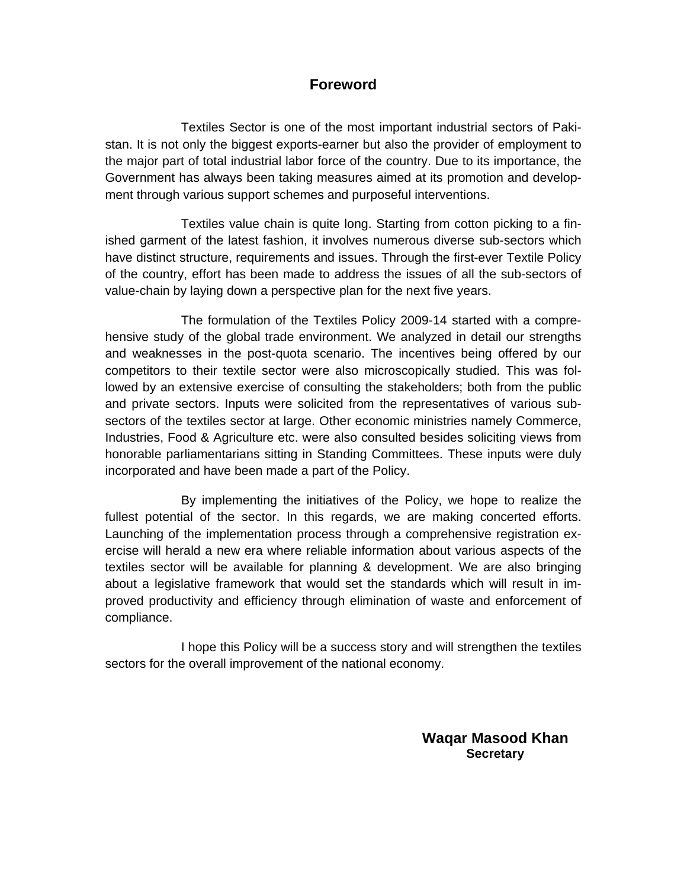# Foreword

Textiles Sector is one of the most important industrial sectors of Pakistan. It is not only the biggest exports-earner but also the provider of employment to the major part of total industrial labor force of the country. Due to its importance, the Government has always been taking measures aimed at its promotion and development through various support schemes and purposeful interventions.

Textiles value chain is quite long. Starting from cotton picking to a finished garment of the latest fashion, it involves numerous diverse sub-sectors which have distinct structure, requirements and issues. Through the first-ever Textile Policy of the country, effort has been made to address the issues of all the sub-sectors of value-chain by laying down a perspective plan for the next five years.

The formulation of the Textiles Policy 2009-14 started with a comprehensive study of the global trade environment. We analyzed in detail our strengths and weaknesses in the post-quota scenario. The incentives being offered by our competitors to their textile sector were also microscopically studied. This was followed by an extensive exercise of consulting the stakeholders; both from the public and private sectors. Inputs were solicited from the representatives of various sub-sectors of the textiles sector at large. Other economic ministries namely Commerce, Industries, Food & Agriculture etc. were also consulted besides soliciting views from honorable parliamentarians sitting in Standing Committees. These inputs were duly incorporated and have been made a part of the Policy.

By implementing the initiatives of the Policy, we hope to realize the fullest potential of the sector. In this regards, we are making concerted efforts. Launching of the implementation process through a comprehensive registration exercise will herald a new era where reliable information about various aspects of the textiles sector will be available for planning & development. We are also bringing about a legislative framework that would set the standards which will result in improved productivity and efficiency through elimination of waste and enforcement of compliance.

I hope this Policy will be a success story and will strengthen the textiles sectors for the overall improvement of the national economy.

**Waqar Masood Khan**
**Secretary**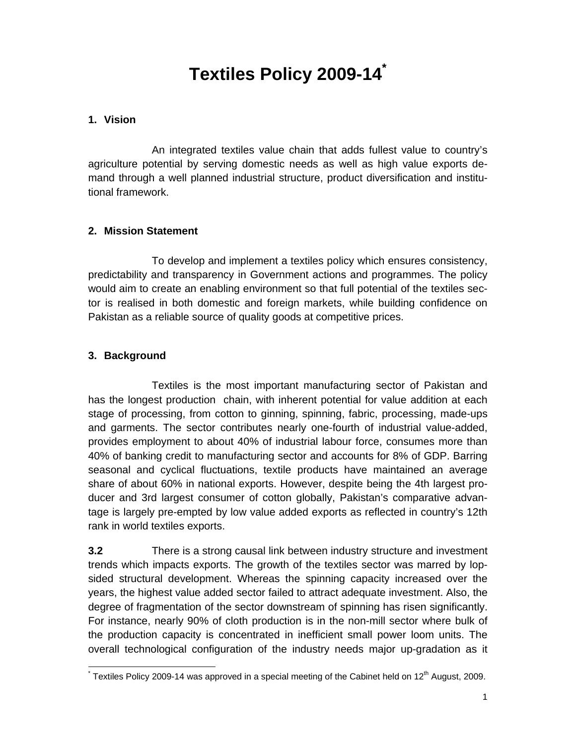# Textiles Policy 2009-14[*]

## 1. Vision

An integrated textiles value chain that adds fullest value to country's agriculture potential by serving domestic needs as well as high value exports demand through a well planned industrial structure, product diversification and institutional framework.

## 2. Mission Statement

To develop and implement a textiles policy which ensures consistency, predictability and transparency in Government actions and programmes. The policy would aim to create an enabling environment so that full potential of the textiles sector is realised in both domestic and foreign markets, while building confidence on Pakistan as a reliable source of quality goods at competitive prices.

## 3. Background

Textiles is the most important manufacturing sector of Pakistan and has the longest production chain, with inherent potential for value addition at each stage of processing, from cotton to ginning, spinning, fabric, processing, made-ups and garments. The sector contributes nearly one-fourth of industrial value-added, provides employment to about 40% of industrial labour force, consumes more than 40% of banking credit to manufacturing sector and accounts for 8% of GDP. Barring seasonal and cyclical fluctuations, textile products have maintained an average share of about 60% in national exports. However, despite being the 4th largest producer and 3rd largest consumer of cotton globally, Pakistan's comparative advantage is largely pre-empted by low value added exports as reflected in country's 12th rank in world textiles exports.

**3.2** There is a strong causal link between industry structure and investment trends which impacts exports. The growth of the textiles sector was marred by lopsided structural development. Whereas the spinning capacity increased over the years, the highest value added sector failed to attract adequate investment. Also, the degree of fragmentation of the sector downstream of spinning has risen significantly. For instance, nearly 90% of cloth production is in the non-mill sector where bulk of the production capacity is concentrated in inefficient small power loom units. The overall technological configuration of the industry needs major up-gradation as it

[*] Textiles Policy 2009-14 was approved in a special meeting of the Cabinet held on 12th August, 2009.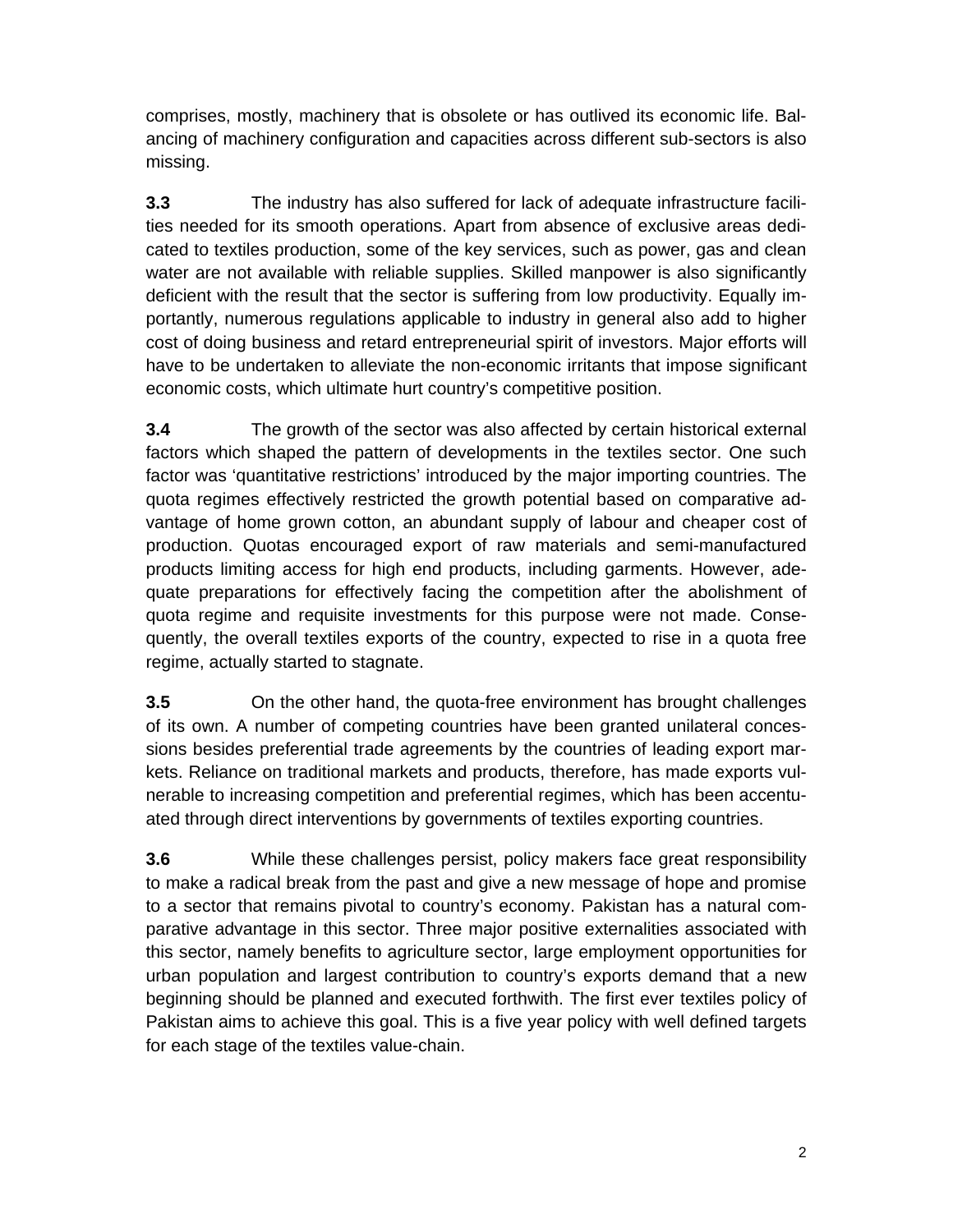comprises, mostly, machinery that is obsolete or has outlived its economic life. Balancing of machinery configuration and capacities across different sub-sectors is also missing.

**3.3** The industry has also suffered for lack of adequate infrastructure facilities needed for its smooth operations. Apart from absence of exclusive areas dedicated to textiles production, some of the key services, such as power, gas and clean water are not available with reliable supplies. Skilled manpower is also significantly deficient with the result that the sector is suffering from low productivity. Equally importantly, numerous regulations applicable to industry in general also add to higher cost of doing business and retard entrepreneurial spirit of investors. Major efforts will have to be undertaken to alleviate the non-economic irritants that impose significant economic costs, which ultimate hurt country's competitive position.

**3.4** The growth of the sector was also affected by certain historical external factors which shaped the pattern of developments in the textiles sector. One such factor was 'quantitative restrictions' introduced by the major importing countries. The quota regimes effectively restricted the growth potential based on comparative advantage of home grown cotton, an abundant supply of labour and cheaper cost of production. Quotas encouraged export of raw materials and semi-manufactured products limiting access for high end products, including garments. However, adequate preparations for effectively facing the competition after the abolishment of quota regime and requisite investments for this purpose were not made. Consequently, the overall textiles exports of the country, expected to rise in a quota free regime, actually started to stagnate.

**3.5** On the other hand, the quota-free environment has brought challenges of its own. A number of competing countries have been granted unilateral concessions besides preferential trade agreements by the countries of leading export markets. Reliance on traditional markets and products, therefore, has made exports vulnerable to increasing competition and preferential regimes, which has been accentuated through direct interventions by governments of textiles exporting countries.

**3.6** While these challenges persist, policy makers face great responsibility to make a radical break from the past and give a new message of hope and promise to a sector that remains pivotal to country's economy. Pakistan has a natural comparative advantage in this sector. Three major positive externalities associated with this sector, namely benefits to agriculture sector, large employment opportunities for urban population and largest contribution to country's exports demand that a new beginning should be planned and executed forthwith. The first ever textiles policy of Pakistan aims to achieve this goal. This is a five year policy with well defined targets for each stage of the textiles value-chain.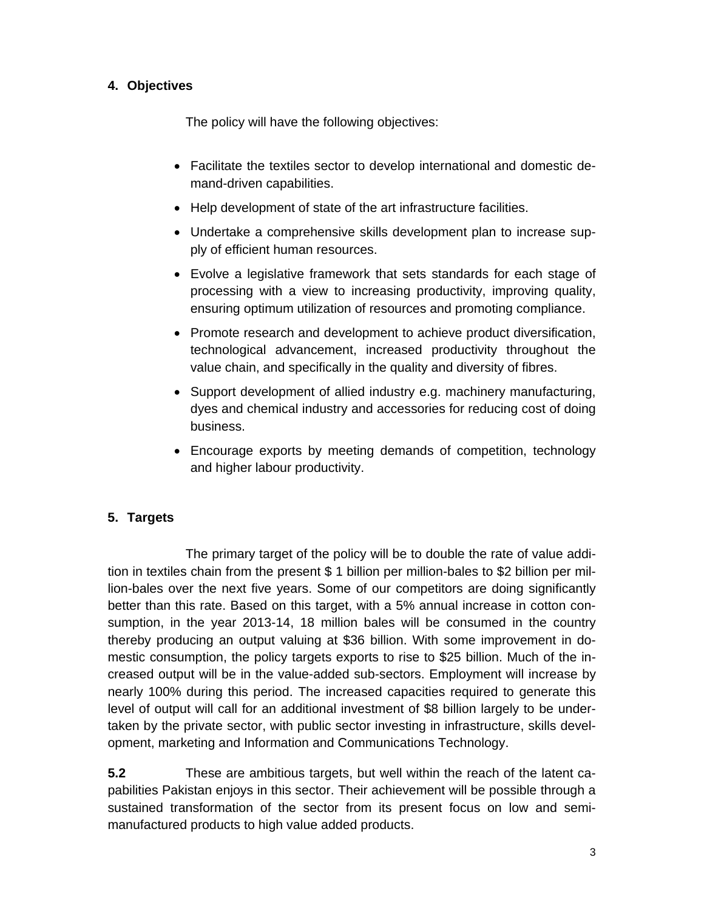## 4. Objectives

The policy will have the following objectives:

- Facilitate the textiles sector to develop international and domestic demand-driven capabilities.
- Help development of state of the art infrastructure facilities.
- Undertake a comprehensive skills development plan to increase supply of efficient human resources.
- Evolve a legislative framework that sets standards for each stage of processing with a view to increasing productivity, improving quality, ensuring optimum utilization of resources and promoting compliance.
- Promote research and development to achieve product diversification, technological advancement, increased productivity throughout the value chain, and specifically in the quality and diversity of fibres.
- Support development of allied industry e.g. machinery manufacturing, dyes and chemical industry and accessories for reducing cost of doing business.
- Encourage exports by meeting demands of competition, technology and higher labour productivity.

## 5. Targets

The primary target of the policy will be to double the rate of value addition in textiles chain from the present $ 1 billion per million-bales to $2 billion per million-bales over the next five years. Some of our competitors are doing significantly better than this rate. Based on this target, with a 5% annual increase in cotton consumption, in the year 2013-14, 18 million bales will be consumed in the country thereby producing an output valuing at $36 billion. With some improvement in domestic consumption, the policy targets exports to rise to $25 billion. Much of the increased output will be in the value-added sub-sectors. Employment will increase by nearly 100% during this period. The increased capacities required to generate this level of output will call for an additional investment of $8 billion largely to be undertaken by the private sector, with public sector investing in infrastructure, skills development, marketing and Information and Communications Technology.

**5.2** These are ambitious targets, but well within the reach of the latent capabilities Pakistan enjoys in this sector. Their achievement will be possible through a sustained transformation of the sector from its present focus on low and semi-manufactured products to high value added products.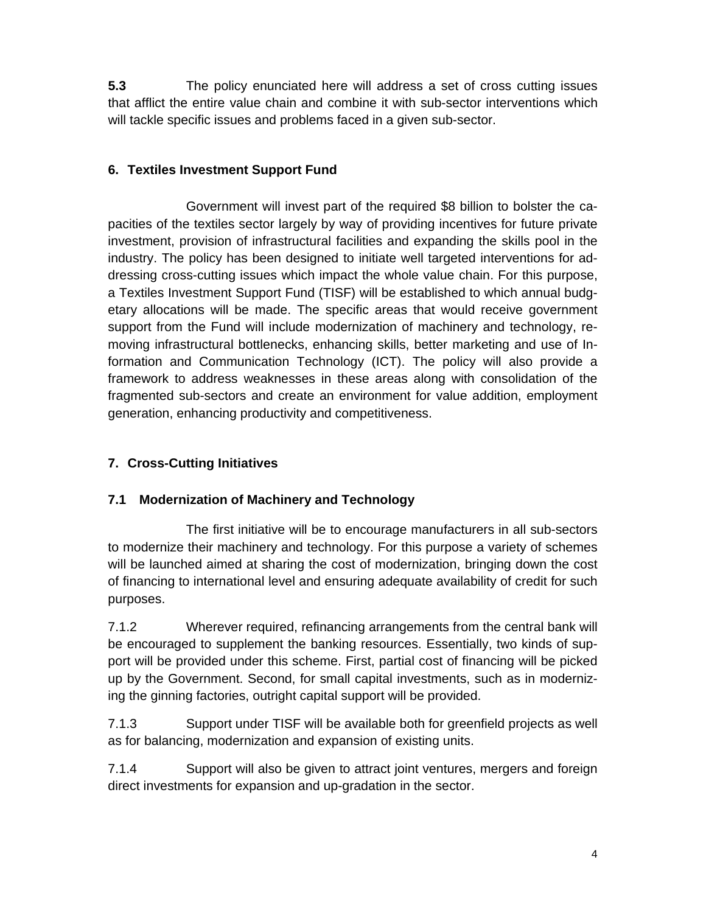**5.3** The policy enunciated here will address a set of cross cutting issues that afflict the entire value chain and combine it with sub-sector interventions which will tackle specific issues and problems faced in a given sub-sector.

## 6. Textiles Investment Support Fund

Government will invest part of the required $8 billion to bolster the capacities of the textiles sector largely by way of providing incentives for future private investment, provision of infrastructural facilities and expanding the skills pool in the industry. The policy has been designed to initiate well targeted interventions for addressing cross-cutting issues which impact the whole value chain. For this purpose, a Textiles Investment Support Fund (TISF) will be established to which annual budgetary allocations will be made. The specific areas that would receive government support from the Fund will include modernization of machinery and technology, removing infrastructural bottlenecks, enhancing skills, better marketing and use of Information and Communication Technology (ICT). The policy will also provide a framework to address weaknesses in these areas along with consolidation of the fragmented sub-sectors and create an environment for value addition, employment generation, enhancing productivity and competitiveness.

## 7. Cross-Cutting Initiatives

### 7.1 Modernization of Machinery and Technology

The first initiative will be to encourage manufacturers in all sub-sectors to modernize their machinery and technology. For this purpose a variety of schemes will be launched aimed at sharing the cost of modernization, bringing down the cost of financing to international level and ensuring adequate availability of credit for such purposes.

7.1.2 Wherever required, refinancing arrangements from the central bank will be encouraged to supplement the banking resources. Essentially, two kinds of support will be provided under this scheme. First, partial cost of financing will be picked up by the Government. Second, for small capital investments, such as in modernizing the ginning factories, outright capital support will be provided.

7.1.3 Support under TISF will be available both for greenfield projects as well as for balancing, modernization and expansion of existing units.

7.1.4 Support will also be given to attract joint ventures, mergers and foreign direct investments for expansion and up-gradation in the sector.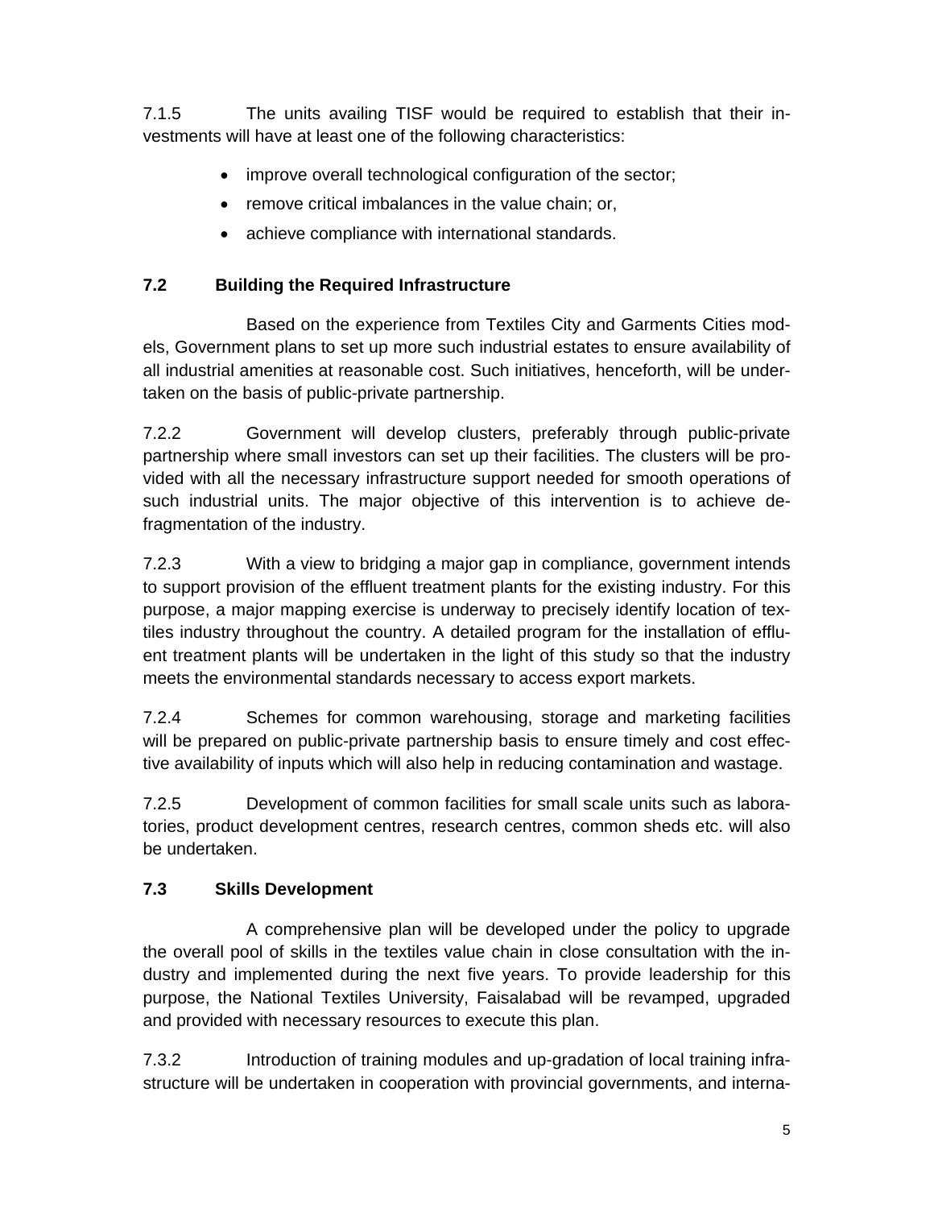7.1.5 The units availing TISF would be required to establish that their investments will have at least one of the following characteristics:

- improve overall technological configuration of the sector;
- remove critical imbalances in the value chain; or,
- achieve compliance with international standards.

### 7.2 Building the Required Infrastructure

Based on the experience from Textiles City and Garments Cities models, Government plans to set up more such industrial estates to ensure availability of all industrial amenities at reasonable cost. Such initiatives, henceforth, will be undertaken on the basis of public-private partnership.

7.2.2 Government will develop clusters, preferably through public-private partnership where small investors can set up their facilities. The clusters will be provided with all the necessary infrastructure support needed for smooth operations of such industrial units. The major objective of this intervention is to achieve defragmentation of the industry.

7.2.3 With a view to bridging a major gap in compliance, government intends to support provision of the effluent treatment plants for the existing industry. For this purpose, a major mapping exercise is underway to precisely identify location of textiles industry throughout the country. A detailed program for the installation of effluent treatment plants will be undertaken in the light of this study so that the industry meets the environmental standards necessary to access export markets.

7.2.4 Schemes for common warehousing, storage and marketing facilities will be prepared on public-private partnership basis to ensure timely and cost effective availability of inputs which will also help in reducing contamination and wastage.

7.2.5 Development of common facilities for small scale units such as laboratories, product development centres, research centres, common sheds etc. will also be undertaken.

### 7.3 Skills Development

A comprehensive plan will be developed under the policy to upgrade the overall pool of skills in the textiles value chain in close consultation with the industry and implemented during the next five years. To provide leadership for this purpose, the National Textiles University, Faisalabad will be revamped, upgraded and provided with necessary resources to execute this plan.

7.3.2 Introduction of training modules and up-gradation of local training infrastructure will be undertaken in cooperation with provincial governments, and interna-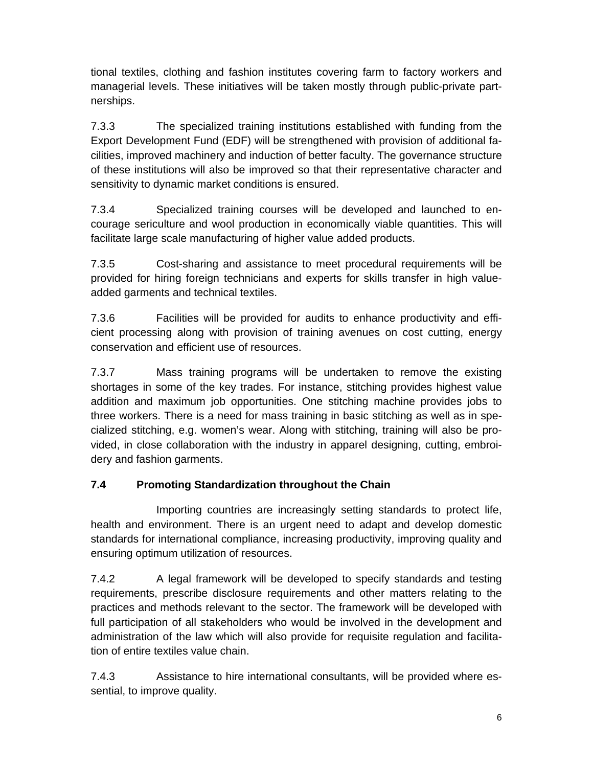tional textiles, clothing and fashion institutes covering farm to factory workers and managerial levels. These initiatives will be taken mostly through public-private partnerships.

7.3.3 The specialized training institutions established with funding from the Export Development Fund (EDF) will be strengthened with provision of additional facilities, improved machinery and induction of better faculty. The governance structure of these institutions will also be improved so that their representative character and sensitivity to dynamic market conditions is ensured.

7.3.4 Specialized training courses will be developed and launched to encourage sericulture and wool production in economically viable quantities. This will facilitate large scale manufacturing of higher value added products.

7.3.5 Cost-sharing and assistance to meet procedural requirements will be provided for hiring foreign technicians and experts for skills transfer in high value-added garments and technical textiles.

7.3.6 Facilities will be provided for audits to enhance productivity and efficient processing along with provision of training avenues on cost cutting, energy conservation and efficient use of resources.

7.3.7 Mass training programs will be undertaken to remove the existing shortages in some of the key trades. For instance, stitching provides highest value addition and maximum job opportunities. One stitching machine provides jobs to three workers. There is a need for mass training in basic stitching as well as in specialized stitching, e.g. women's wear. Along with stitching, training will also be provided, in close collaboration with the industry in apparel designing, cutting, embroidery and fashion garments.

### 7.4 Promoting Standardization throughout the Chain

Importing countries are increasingly setting standards to protect life, health and environment. There is an urgent need to adapt and develop domestic standards for international compliance, increasing productivity, improving quality and ensuring optimum utilization of resources.

7.4.2 A legal framework will be developed to specify standards and testing requirements, prescribe disclosure requirements and other matters relating to the practices and methods relevant to the sector. The framework will be developed with full participation of all stakeholders who would be involved in the development and administration of the law which will also provide for requisite regulation and facilitation of entire textiles value chain.

7.4.3 Assistance to hire international consultants, will be provided where essential, to improve quality.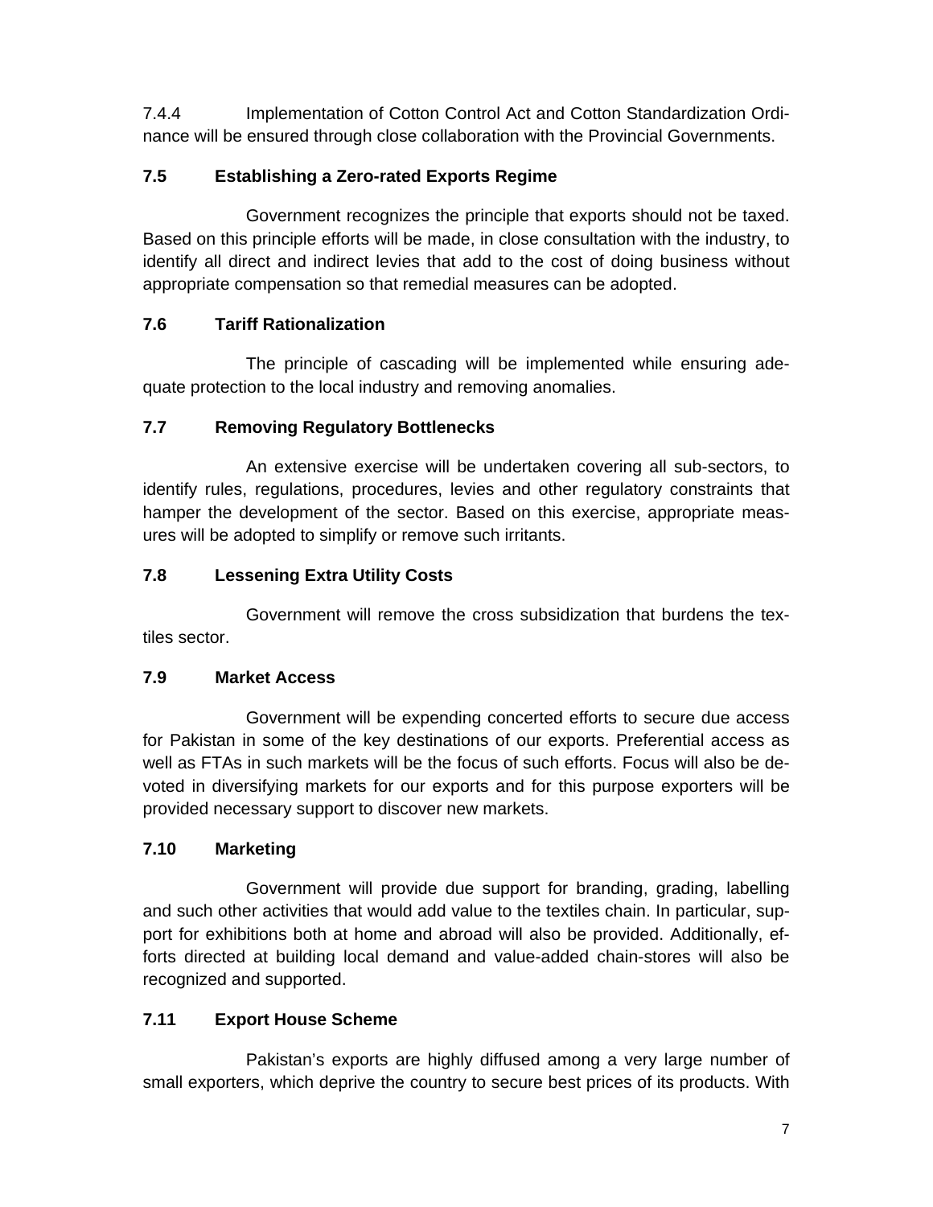7.4.4 Implementation of Cotton Control Act and Cotton Standardization Ordinance will be ensured through close collaboration with the Provincial Governments.

### 7.5 Establishing a Zero-rated Exports Regime

Government recognizes the principle that exports should not be taxed. Based on this principle efforts will be made, in close consultation with the industry, to identify all direct and indirect levies that add to the cost of doing business without appropriate compensation so that remedial measures can be adopted.

### 7.6 Tariff Rationalization

The principle of cascading will be implemented while ensuring adequate protection to the local industry and removing anomalies.

### 7.7 Removing Regulatory Bottlenecks

An extensive exercise will be undertaken covering all sub-sectors, to identify rules, regulations, procedures, levies and other regulatory constraints that hamper the development of the sector. Based on this exercise, appropriate measures will be adopted to simplify or remove such irritants.

### 7.8 Lessening Extra Utility Costs

Government will remove the cross subsidization that burdens the textiles sector.

### 7.9 Market Access

Government will be expending concerted efforts to secure due access for Pakistan in some of the key destinations of our exports. Preferential access as well as FTAs in such markets will be the focus of such efforts. Focus will also be devoted in diversifying markets for our exports and for this purpose exporters will be provided necessary support to discover new markets.

### 7.10 Marketing

Government will provide due support for branding, grading, labelling and such other activities that would add value to the textiles chain. In particular, support for exhibitions both at home and abroad will also be provided. Additionally, efforts directed at building local demand and value-added chain-stores will also be recognized and supported.

### 7.11 Export House Scheme

Pakistan's exports are highly diffused among a very large number of small exporters, which deprive the country to secure best prices of its products. With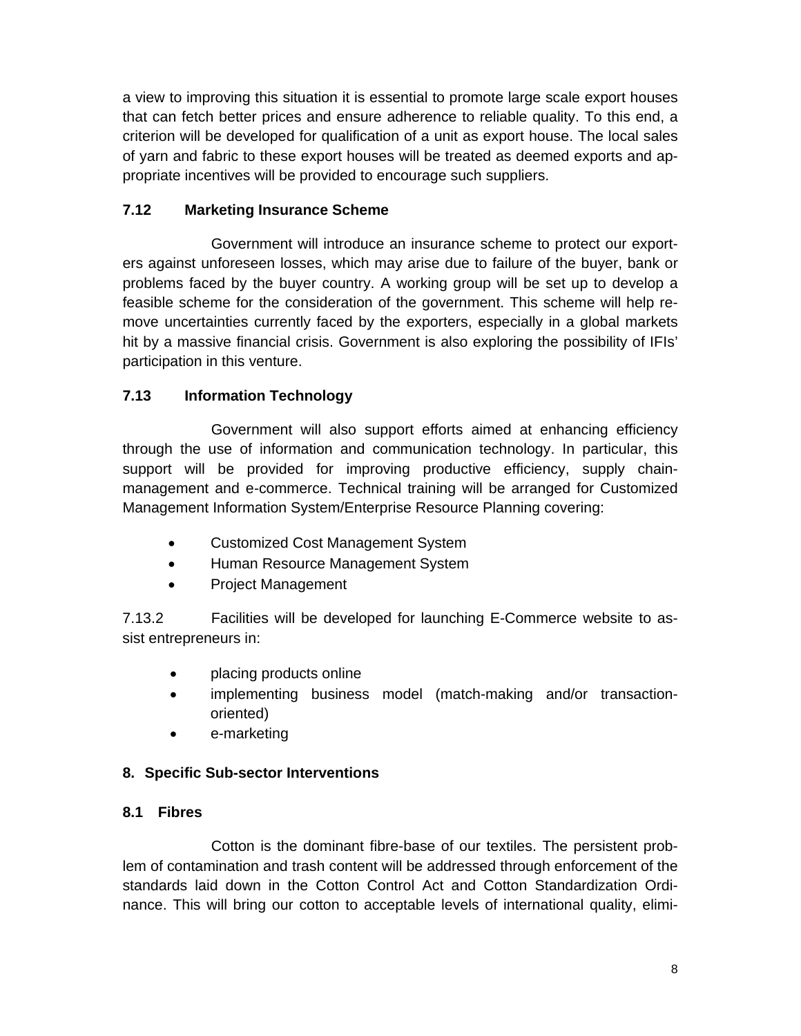a view to improving this situation it is essential to promote large scale export houses that can fetch better prices and ensure adherence to reliable quality. To this end, a criterion will be developed for qualification of a unit as export house. The local sales of yarn and fabric to these export houses will be treated as deemed exports and appropriate incentives will be provided to encourage such suppliers.

### 7.12 Marketing Insurance Scheme

Government will introduce an insurance scheme to protect our exporters against unforeseen losses, which may arise due to failure of the buyer, bank or problems faced by the buyer country. A working group will be set up to develop a feasible scheme for the consideration of the government. This scheme will help remove uncertainties currently faced by the exporters, especially in a global markets hit by a massive financial crisis. Government is also exploring the possibility of IFIs' participation in this venture.

### 7.13 Information Technology

Government will also support efforts aimed at enhancing efficiency through the use of information and communication technology. In particular, this support will be provided for improving productive efficiency, supply chain-management and e-commerce. Technical training will be arranged for Customized Management Information System/Enterprise Resource Planning covering:

- Customized Cost Management System
- Human Resource Management System
- Project Management

7.13.2 Facilities will be developed for launching E-Commerce website to assist entrepreneurs in:

- placing products online
- implementing business model (match-making and/or transaction-oriented)
- e-marketing

## 8. Specific Sub-sector Interventions

### 8.1 Fibres

Cotton is the dominant fibre-base of our textiles. The persistent problem of contamination and trash content will be addressed through enforcement of the standards laid down in the Cotton Control Act and Cotton Standardization Ordinance. This will bring our cotton to acceptable levels of international quality, elimi-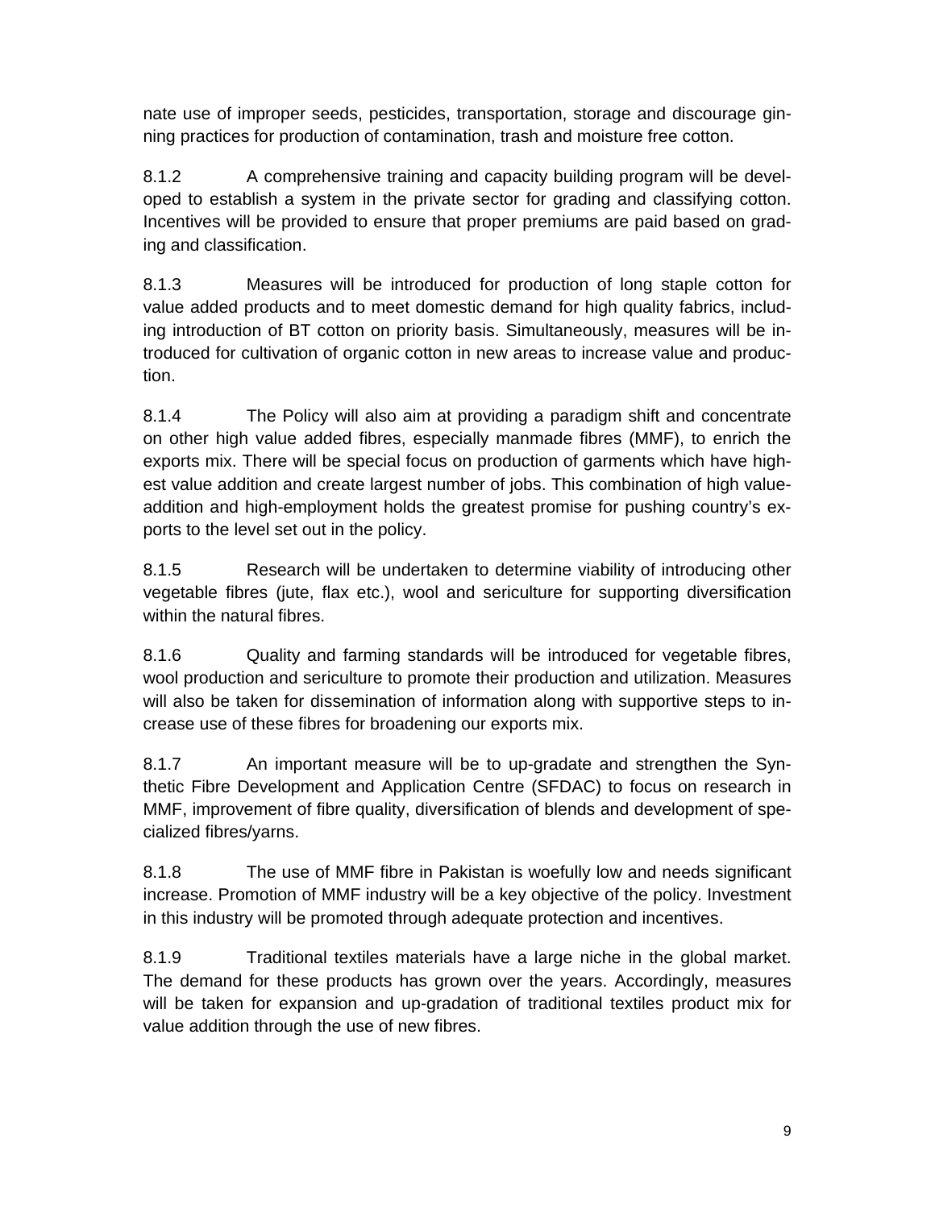nate use of improper seeds, pesticides, transportation, storage and discourage ginning practices for production of contamination, trash and moisture free cotton.

8.1.2 A comprehensive training and capacity building program will be developed to establish a system in the private sector for grading and classifying cotton. Incentives will be provided to ensure that proper premiums are paid based on grading and classification.

8.1.3 Measures will be introduced for production of long staple cotton for value added products and to meet domestic demand for high quality fabrics, including introduction of BT cotton on priority basis. Simultaneously, measures will be introduced for cultivation of organic cotton in new areas to increase value and production.

8.1.4 The Policy will also aim at providing a paradigm shift and concentrate on other high value added fibres, especially manmade fibres (MMF), to enrich the exports mix. There will be special focus on production of garments which have highest value addition and create largest number of jobs. This combination of high value-addition and high-employment holds the greatest promise for pushing country's exports to the level set out in the policy.

8.1.5 Research will be undertaken to determine viability of introducing other vegetable fibres (jute, flax etc.), wool and sericulture for supporting diversification within the natural fibres.

8.1.6 Quality and farming standards will be introduced for vegetable fibres, wool production and sericulture to promote their production and utilization. Measures will also be taken for dissemination of information along with supportive steps to increase use of these fibres for broadening our exports mix.

8.1.7 An important measure will be to up-gradate and strengthen the Synthetic Fibre Development and Application Centre (SFDAC) to focus on research in MMF, improvement of fibre quality, diversification of blends and development of specialized fibres/yarns.

8.1.8 The use of MMF fibre in Pakistan is woefully low and needs significant increase. Promotion of MMF industry will be a key objective of the policy. Investment in this industry will be promoted through adequate protection and incentives.

8.1.9 Traditional textiles materials have a large niche in the global market. The demand for these products has grown over the years. Accordingly, measures will be taken for expansion and up-gradation of traditional textiles product mix for value addition through the use of new fibres.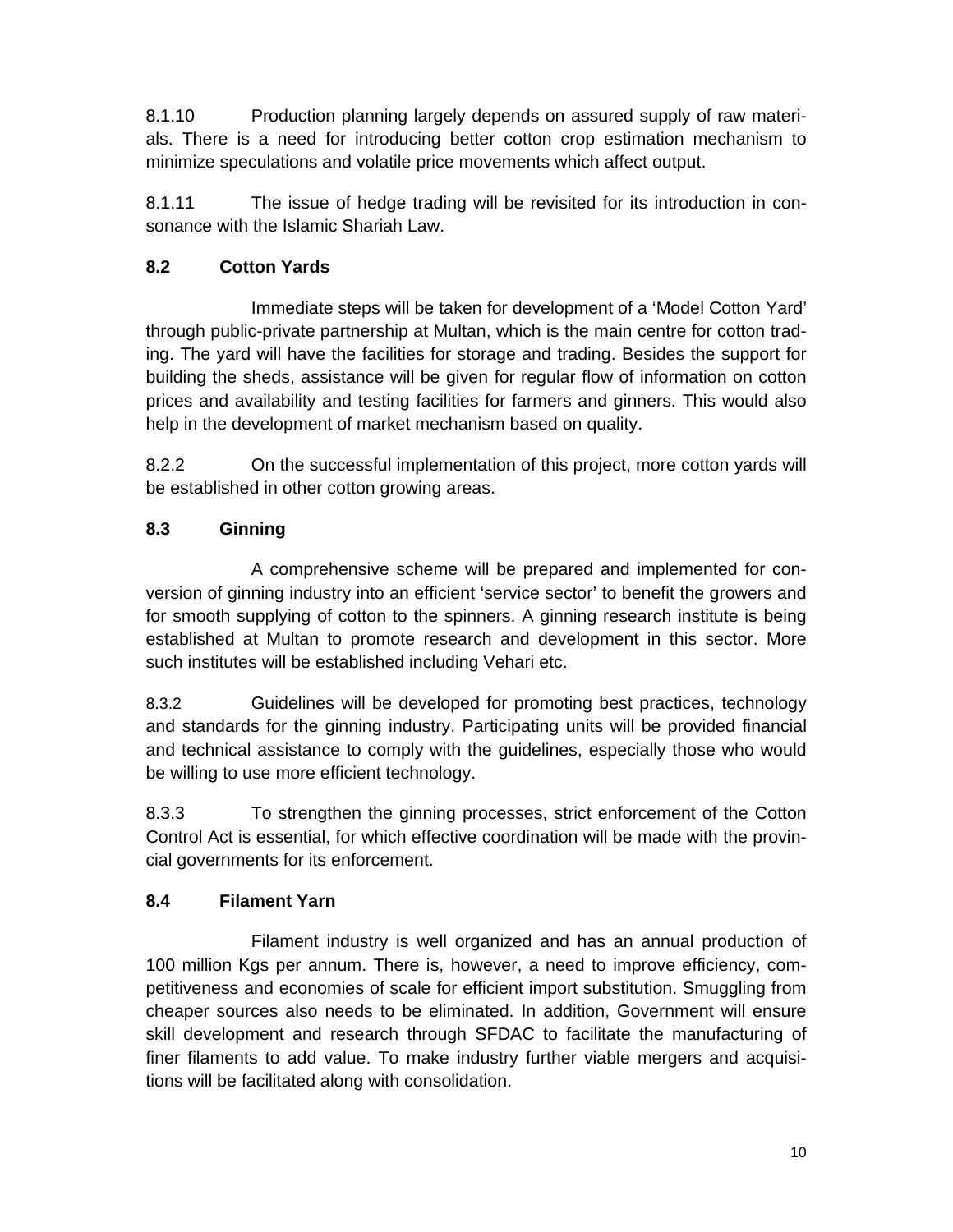8.1.10 Production planning largely depends on assured supply of raw materials. There is a need for introducing better cotton crop estimation mechanism to minimize speculations and volatile price movements which affect output.

8.1.11 The issue of hedge trading will be revisited for its introduction in consonance with the Islamic Shariah Law.

### 8.2 Cotton Yards

Immediate steps will be taken for development of a 'Model Cotton Yard' through public-private partnership at Multan, which is the main centre for cotton trading. The yard will have the facilities for storage and trading. Besides the support for building the sheds, assistance will be given for regular flow of information on cotton prices and availability and testing facilities for farmers and ginners. This would also help in the development of market mechanism based on quality.

8.2.2 On the successful implementation of this project, more cotton yards will be established in other cotton growing areas.

### 8.3 Ginning

A comprehensive scheme will be prepared and implemented for conversion of ginning industry into an efficient 'service sector' to benefit the growers and for smooth supplying of cotton to the spinners. A ginning research institute is being established at Multan to promote research and development in this sector. More such institutes will be established including Vehari etc.

8.3.2 Guidelines will be developed for promoting best practices, technology and standards for the ginning industry. Participating units will be provided financial and technical assistance to comply with the guidelines, especially those who would be willing to use more efficient technology.

8.3.3 To strengthen the ginning processes, strict enforcement of the Cotton Control Act is essential, for which effective coordination will be made with the provincial governments for its enforcement.

### 8.4 Filament Yarn

Filament industry is well organized and has an annual production of 100 million Kgs per annum. There is, however, a need to improve efficiency, competitiveness and economies of scale for efficient import substitution. Smuggling from cheaper sources also needs to be eliminated. In addition, Government will ensure skill development and research through SFDAC to facilitate the manufacturing of finer filaments to add value. To make industry further viable mergers and acquisitions will be facilitated along with consolidation.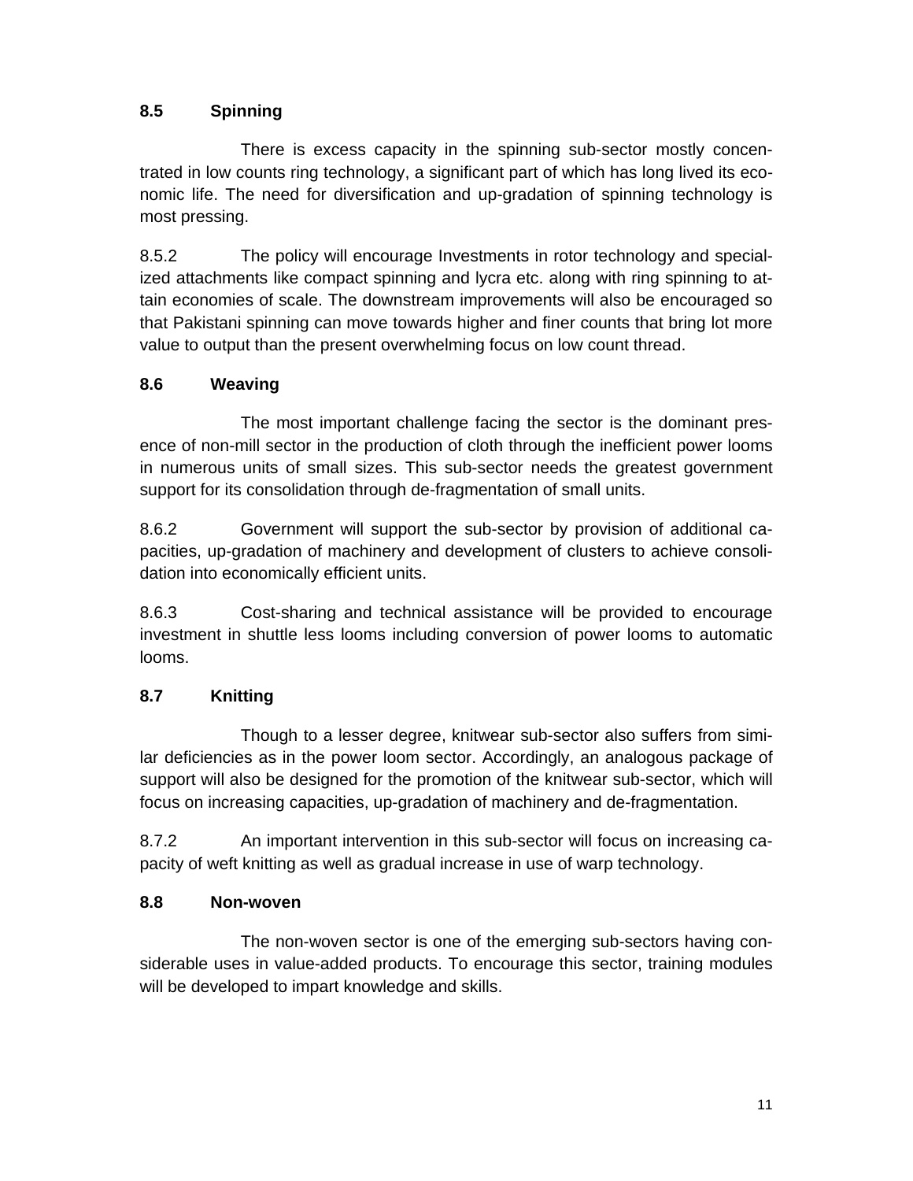### 8.5 Spinning

There is excess capacity in the spinning sub-sector mostly concentrated in low counts ring technology, a significant part of which has long lived its economic life. The need for diversification and up-gradation of spinning technology is most pressing.

8.5.2 The policy will encourage Investments in rotor technology and specialized attachments like compact spinning and lycra etc. along with ring spinning to attain economies of scale. The downstream improvements will also be encouraged so that Pakistani spinning can move towards higher and finer counts that bring lot more value to output than the present overwhelming focus on low count thread.

### 8.6 Weaving

The most important challenge facing the sector is the dominant presence of non-mill sector in the production of cloth through the inefficient power looms in numerous units of small sizes. This sub-sector needs the greatest government support for its consolidation through de-fragmentation of small units.

8.6.2 Government will support the sub-sector by provision of additional capacities, up-gradation of machinery and development of clusters to achieve consolidation into economically efficient units.

8.6.3 Cost-sharing and technical assistance will be provided to encourage investment in shuttle less looms including conversion of power looms to automatic looms.

### 8.7 Knitting

Though to a lesser degree, knitwear sub-sector also suffers from similar deficiencies as in the power loom sector. Accordingly, an analogous package of support will also be designed for the promotion of the knitwear sub-sector, which will focus on increasing capacities, up-gradation of machinery and de-fragmentation.

8.7.2 An important intervention in this sub-sector will focus on increasing capacity of weft knitting as well as gradual increase in use of warp technology.

### 8.8 Non-woven

The non-woven sector is one of the emerging sub-sectors having considerable uses in value-added products. To encourage this sector, training modules will be developed to impart knowledge and skills.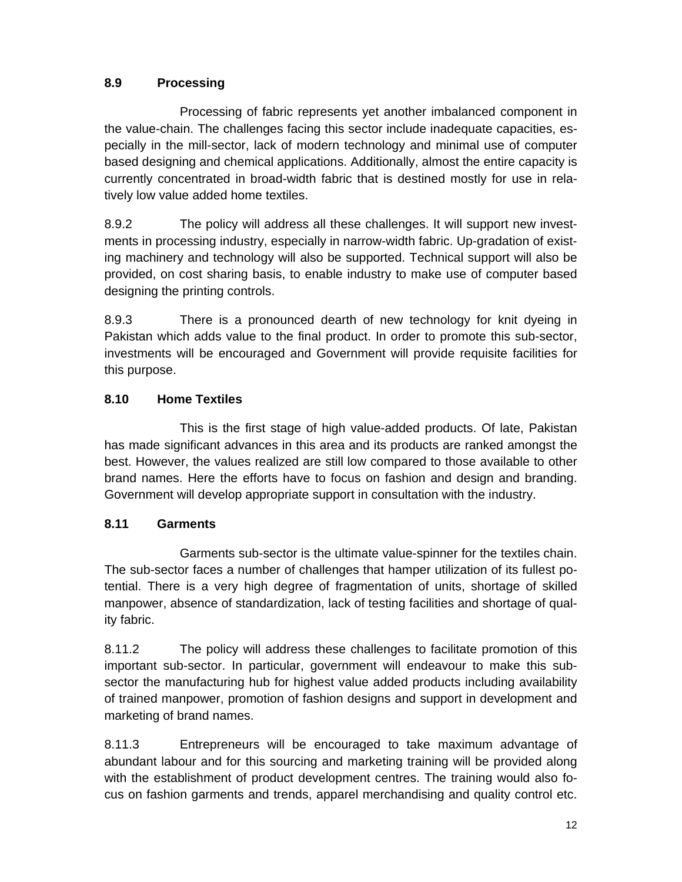## 8.9 Processing

Processing of fabric represents yet another imbalanced component in the value-chain. The challenges facing this sector include inadequate capacities, especially in the mill-sector, lack of modern technology and minimal use of computer based designing and chemical applications. Additionally, almost the entire capacity is currently concentrated in broad-width fabric that is destined mostly for use in relatively low value added home textiles.

8.9.2 The policy will address all these challenges. It will support new investments in processing industry, especially in narrow-width fabric. Up-gradation of existing machinery and technology will also be supported. Technical support will also be provided, on cost sharing basis, to enable industry to make use of computer based designing the printing controls.

8.9.3 There is a pronounced dearth of new technology for knit dyeing in Pakistan which adds value to the final product. In order to promote this sub-sector, investments will be encouraged and Government will provide requisite facilities for this purpose.

## 8.10 Home Textiles

This is the first stage of high value-added products. Of late, Pakistan has made significant advances in this area and its products are ranked amongst the best. However, the values realized are still low compared to those available to other brand names. Here the efforts have to focus on fashion and design and branding. Government will develop appropriate support in consultation with the industry.

## 8.11 Garments

Garments sub-sector is the ultimate value-spinner for the textiles chain. The sub-sector faces a number of challenges that hamper utilization of its fullest potential. There is a very high degree of fragmentation of units, shortage of skilled manpower, absence of standardization, lack of testing facilities and shortage of quality fabric.

8.11.2 The policy will address these challenges to facilitate promotion of this important sub-sector. In particular, government will endeavour to make this sub-sector the manufacturing hub for highest value added products including availability of trained manpower, promotion of fashion designs and support in development and marketing of brand names.

8.11.3 Entrepreneurs will be encouraged to take maximum advantage of abundant labour and for this sourcing and marketing training will be provided along with the establishment of product development centres. The training would also focus on fashion garments and trends, apparel merchandising and quality control etc.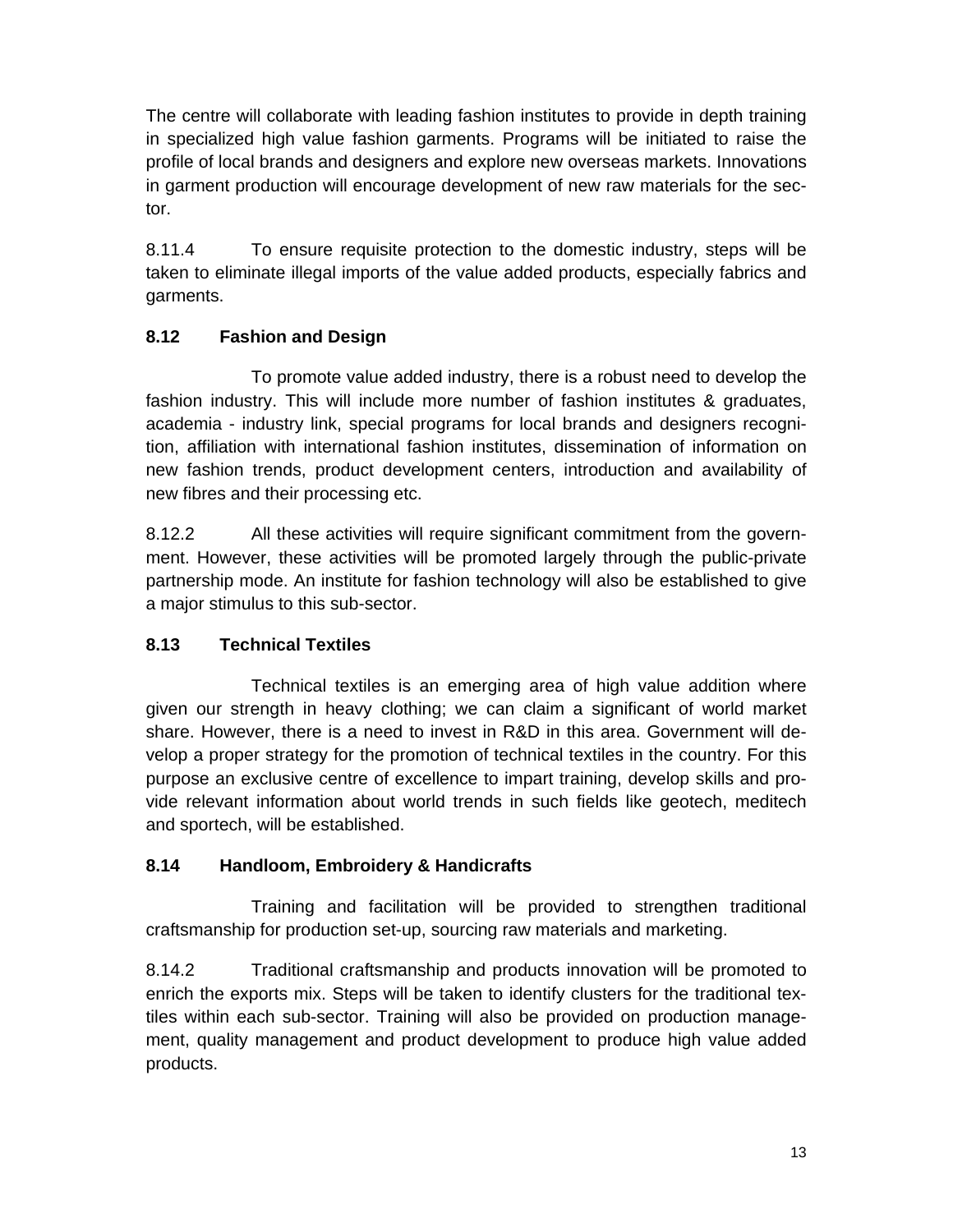The centre will collaborate with leading fashion institutes to provide in depth training in specialized high value fashion garments. Programs will be initiated to raise the profile of local brands and designers and explore new overseas markets. Innovations in garment production will encourage development of new raw materials for the sector.

8.11.4 To ensure requisite protection to the domestic industry, steps will be taken to eliminate illegal imports of the value added products, especially fabrics and garments.

### 8.12 Fashion and Design

To promote value added industry, there is a robust need to develop the fashion industry. This will include more number of fashion institutes & graduates, academia - industry link, special programs for local brands and designers recognition, affiliation with international fashion institutes, dissemination of information on new fashion trends, product development centers, introduction and availability of new fibres and their processing etc.

8.12.2 All these activities will require significant commitment from the government. However, these activities will be promoted largely through the public-private partnership mode. An institute for fashion technology will also be established to give a major stimulus to this sub-sector.

### 8.13 Technical Textiles

Technical textiles is an emerging area of high value addition where given our strength in heavy clothing; we can claim a significant of world market share. However, there is a need to invest in R&D in this area. Government will develop a proper strategy for the promotion of technical textiles in the country. For this purpose an exclusive centre of excellence to impart training, develop skills and provide relevant information about world trends in such fields like geotech, meditech and sportech, will be established.

### 8.14 Handloom, Embroidery & Handicrafts

Training and facilitation will be provided to strengthen traditional craftsmanship for production set-up, sourcing raw materials and marketing.

8.14.2 Traditional craftsmanship and products innovation will be promoted to enrich the exports mix. Steps will be taken to identify clusters for the traditional textiles within each sub-sector. Training will also be provided on production management, quality management and product development to produce high value added products.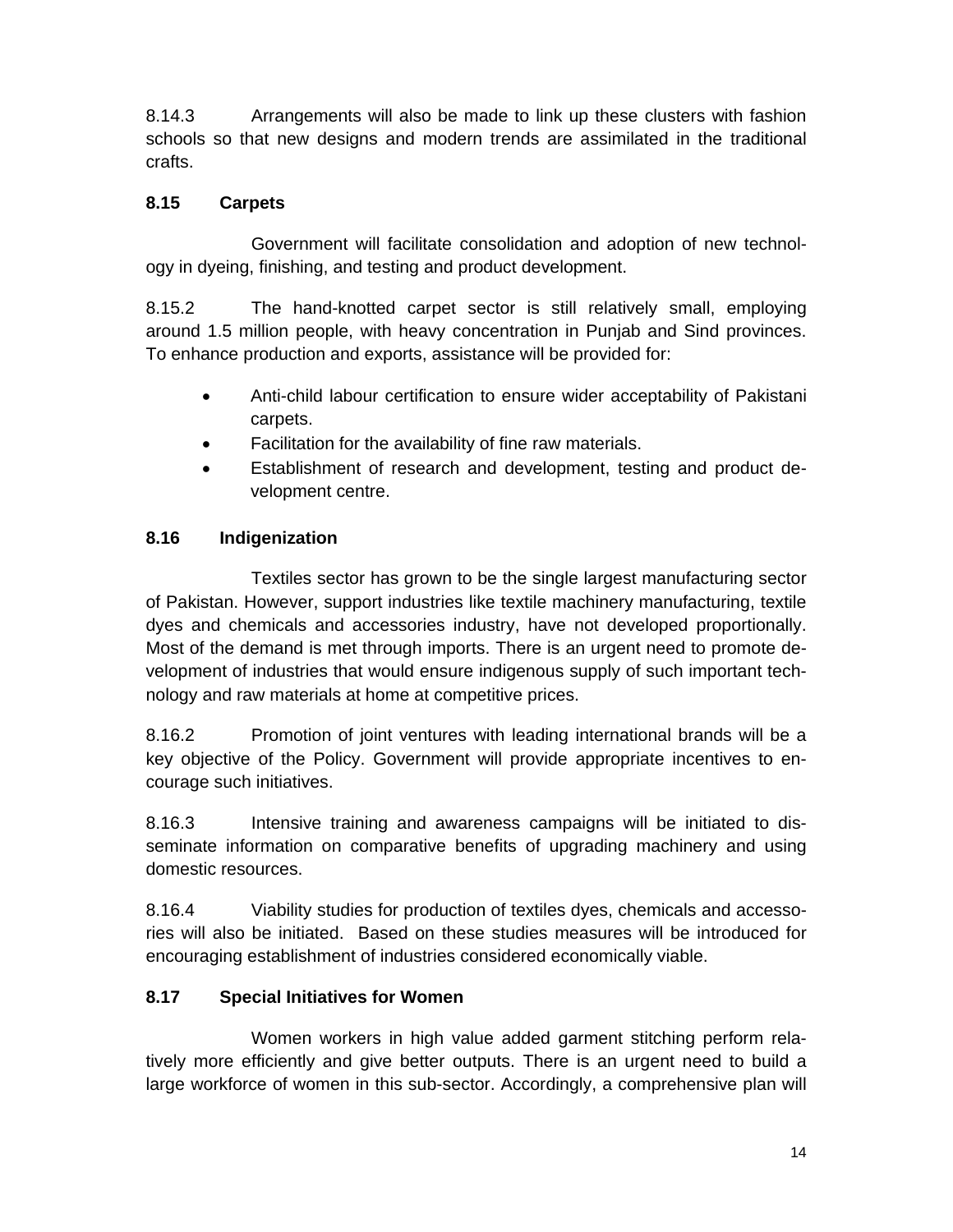8.14.3 Arrangements will also be made to link up these clusters with fashion schools so that new designs and modern trends are assimilated in the traditional crafts.

### 8.15 Carpets

Government will facilitate consolidation and adoption of new technology in dyeing, finishing, and testing and product development.

8.15.2 The hand-knotted carpet sector is still relatively small, employing around 1.5 million people, with heavy concentration in Punjab and Sind provinces. To enhance production and exports, assistance will be provided for:

- Anti-child labour certification to ensure wider acceptability of Pakistani carpets.
- Facilitation for the availability of fine raw materials.
- Establishment of research and development, testing and product development centre.

### 8.16 Indigenization

Textiles sector has grown to be the single largest manufacturing sector of Pakistan. However, support industries like textile machinery manufacturing, textile dyes and chemicals and accessories industry, have not developed proportionally. Most of the demand is met through imports. There is an urgent need to promote development of industries that would ensure indigenous supply of such important technology and raw materials at home at competitive prices.

8.16.2 Promotion of joint ventures with leading international brands will be a key objective of the Policy. Government will provide appropriate incentives to encourage such initiatives.

8.16.3 Intensive training and awareness campaigns will be initiated to disseminate information on comparative benefits of upgrading machinery and using domestic resources.

8.16.4 Viability studies for production of textiles dyes, chemicals and accessories will also be initiated. Based on these studies measures will be introduced for encouraging establishment of industries considered economically viable.

### 8.17 Special Initiatives for Women

Women workers in high value added garment stitching perform relatively more efficiently and give better outputs. There is an urgent need to build a large workforce of women in this sub-sector. Accordingly, a comprehensive plan will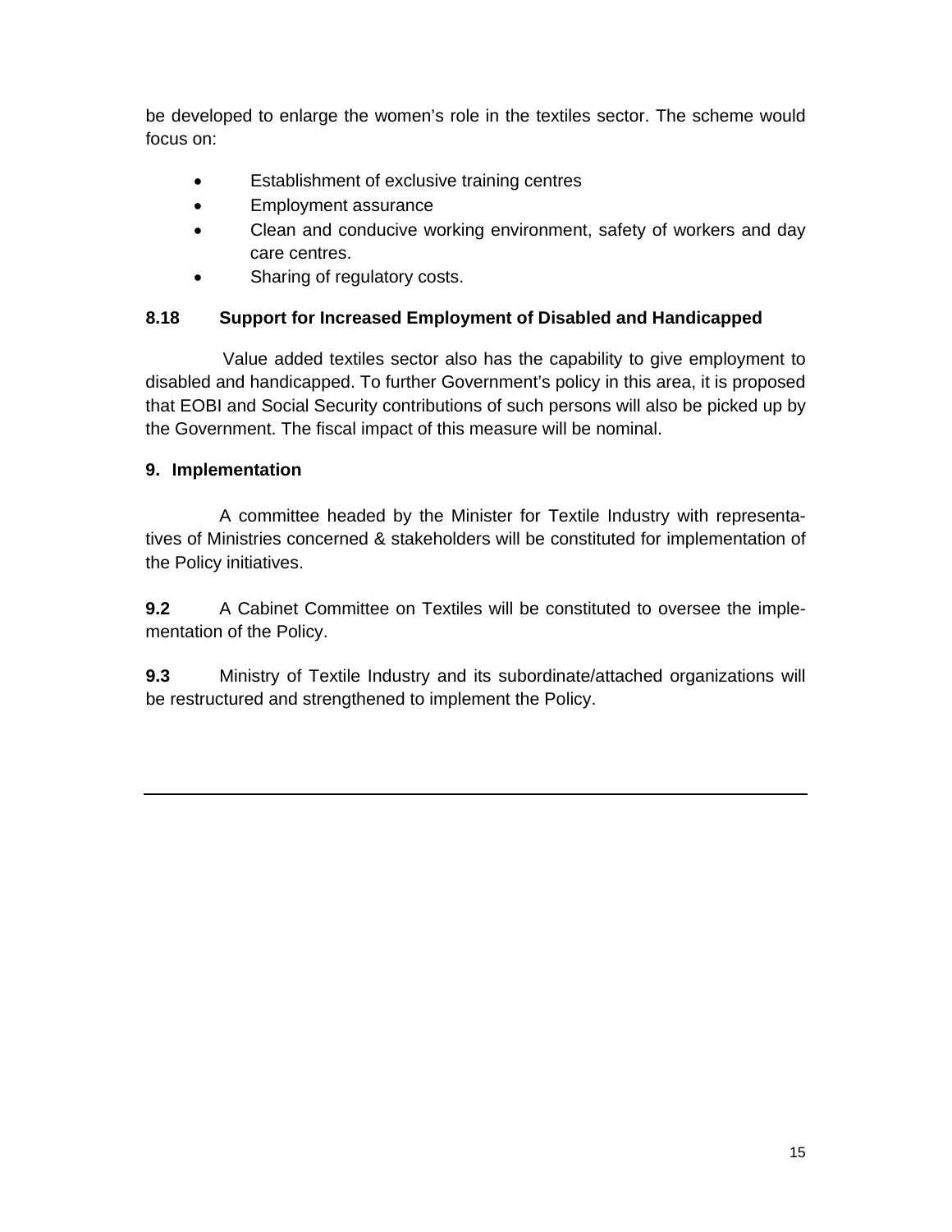be developed to enlarge the women's role in the textiles sector. The scheme would focus on:

- Establishment of exclusive training centres
- Employment assurance
- Clean and conducive working environment, safety of workers and day care centres.
- Sharing of regulatory costs.

### 8.18 Support for Increased Employment of Disabled and Handicapped

Value added textiles sector also has the capability to give employment to disabled and handicapped. To further Government's policy in this area, it is proposed that EOBI and Social Security contributions of such persons will also be picked up by the Government. The fiscal impact of this measure will be nominal.

## 9. Implementation

A committee headed by the Minister for Textile Industry with representatives of Ministries concerned & stakeholders will be constituted for implementation of the Policy initiatives.

**9.2** A Cabinet Committee on Textiles will be constituted to oversee the implementation of the Policy.

**9.3** Ministry of Textile Industry and its subordinate/attached organizations will be restructured and strengthened to implement the Policy.

---